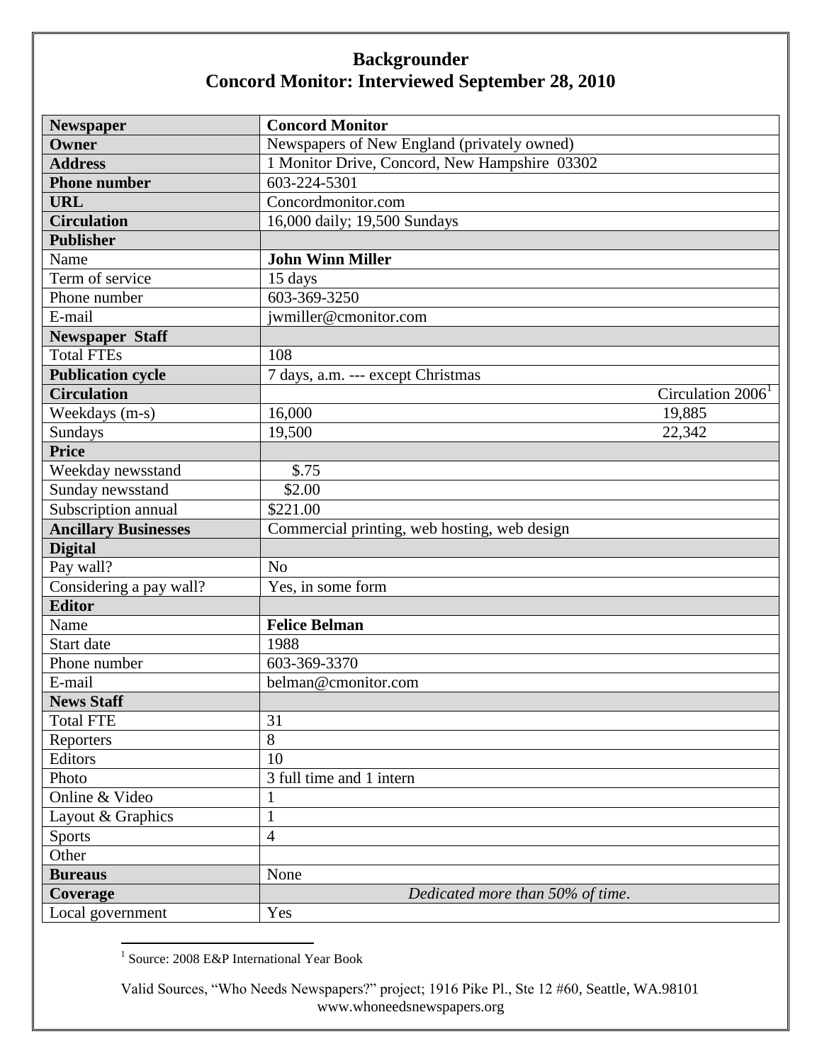# Backgrounder
## Concord Monitor: Interviewed September 28, 2010

| Newspaper | Concord Monitor | |
|---|---|---|
| **Owner** | Newspapers of New England (privately owned) | |
| **Address** | 1 Monitor Drive, Concord, New Hampshire 03302 | |
| **Phone number** | 603-224-5301 | |
| **URL** | Concordmonitor.com | |
| **Circulation** | 16,000 daily; 19,500 Sundays | |
| **Publisher** | | |
| Name | **John Winn Miller** | |
| Term of service | 15 days | |
| Phone number | 603-369-3250 | |
| E-mail | jwmiller@cmonitor.com | |
| **Newspaper Staff** | | |
| Total FTEs | 108 | |
| **Publication cycle** | 7 days, a.m. --- except Christmas | |
| **Circulation** | | Circulation 2006[1] |
| Weekdays (m-s) | 16,000 | 19,885 |
| Sundays | 19,500 | 22,342 |
| **Price** | | |
| Weekday newsstand | $.75 | |
| Sunday newsstand | $2.00 | |
| Subscription annual | $221.00 | |
| **Ancillary Businesses** | Commercial printing, web hosting, web design | |
| **Digital** | | |
| Pay wall? | No | |
| Considering a pay wall? | Yes, in some form | |
| **Editor** | | |
| Name | **Felice Belman** | |
| Start date | 1988 | |
| Phone number | 603-369-3370 | |
| E-mail | belman@cmonitor.com | |
| **News Staff** | | |
| Total FTE | 31 | |
| Reporters | 8 | |
| Editors | 10 | |
| Photo | 3 full time and 1 intern | |
| Online & Video | 1 | |
| Layout & Graphics | 1 | |
| Sports | 4 | |
| Other | | |
| **Bureaus** | None | |
| **Coverage** | *Dedicated more than 50% of time.* | |
| Local government | Yes | |

[1] Source: 2008 E&P International Year Book

Valid Sources, "Who Needs Newspapers?" project; 1916 Pike Pl., Ste 12 #60, Seattle, WA.98101
www.whoneedsnewspapers.org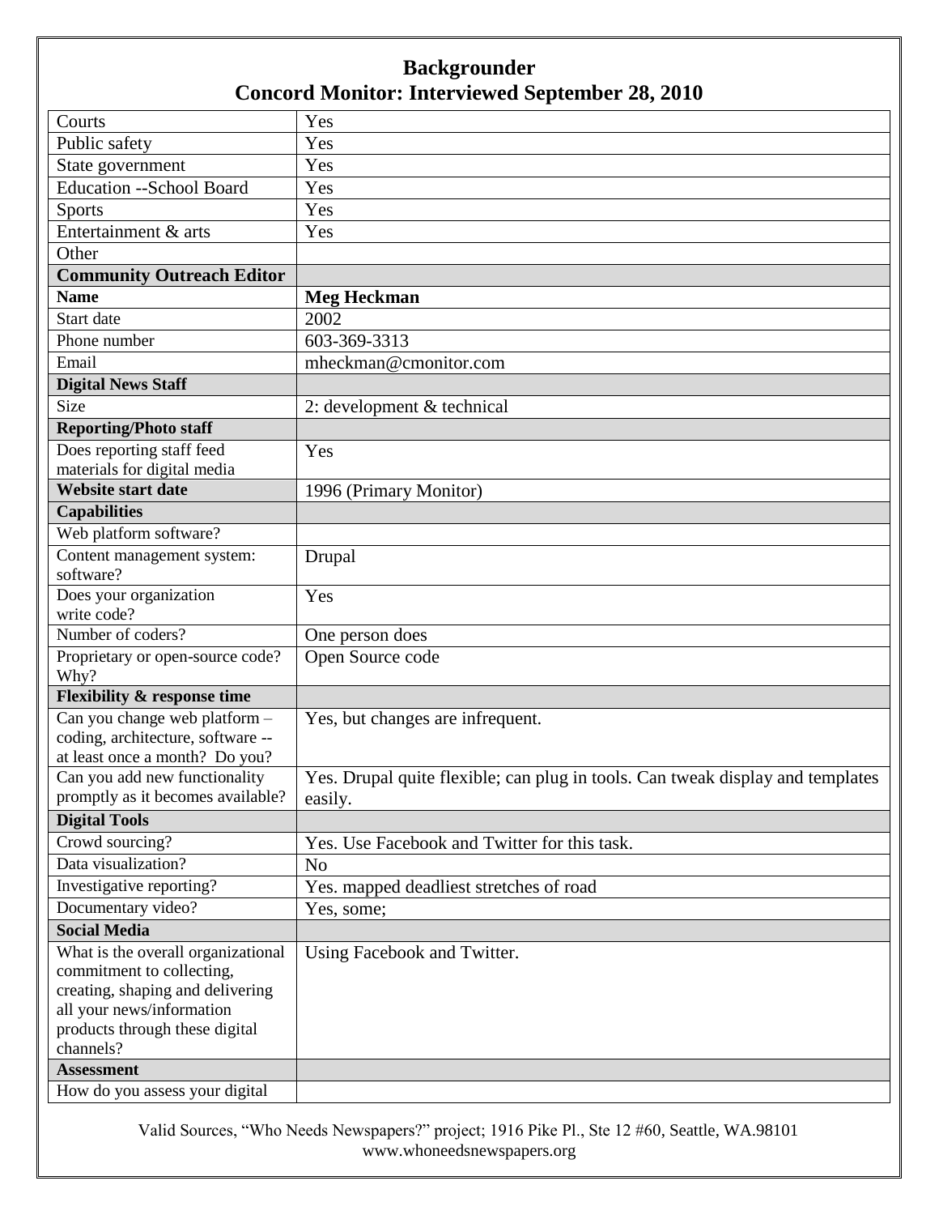# Backgrounder
## Concord Monitor: Interviewed September 28, 2010

| | |
|---|---|
| Courts | Yes |
| Public safety | Yes |
| State government | Yes |
| Education --School Board | Yes |
| Sports | Yes |
| Entertainment & arts | Yes |
| Other | |
| **Community Outreach Editor** | |
| **Name** | **Meg Heckman** |
| Start date | 2002 |
| Phone number | 603-369-3313 |
| Email | mheckman@cmonitor.com |
| **Digital News Staff** | |
| Size | 2: development & technical |
| **Reporting/Photo staff** | |
| Does reporting staff feed materials for digital media | Yes |
| **Website start date** | 1996 (Primary Monitor) |
| **Capabilities** | |
| Web platform software? | |
| Content management system: software? | Drupal |
| Does your organization write code? | Yes |
| Number of coders? | One person does |
| Proprietary or open-source code? Why? | Open Source code |
| **Flexibility & response time** | |
| Can you change web platform – coding, architecture, software -- at least once a month? Do you? | Yes, but changes are infrequent. |
| Can you add new functionality promptly as it becomes available? | Yes. Drupal quite flexible; can plug in tools. Can tweak display and templates easily. |
| **Digital Tools** | |
| Crowd sourcing? | Yes. Use Facebook and Twitter for this task. |
| Data visualization? | No |
| Investigative reporting? | Yes. mapped deadliest stretches of road |
| Documentary video? | Yes, some; |
| **Social Media** | |
| What is the overall organizational commitment to collecting, creating, shaping and delivering all your news/information products through these digital channels? | Using Facebook and Twitter. |
| **Assessment** | |
| How do you assess your digital | |

Valid Sources, "Who Needs Newspapers?" project; 1916 Pike Pl., Ste 12 #60, Seattle, WA.98101
www.whoneedsnewspapers.org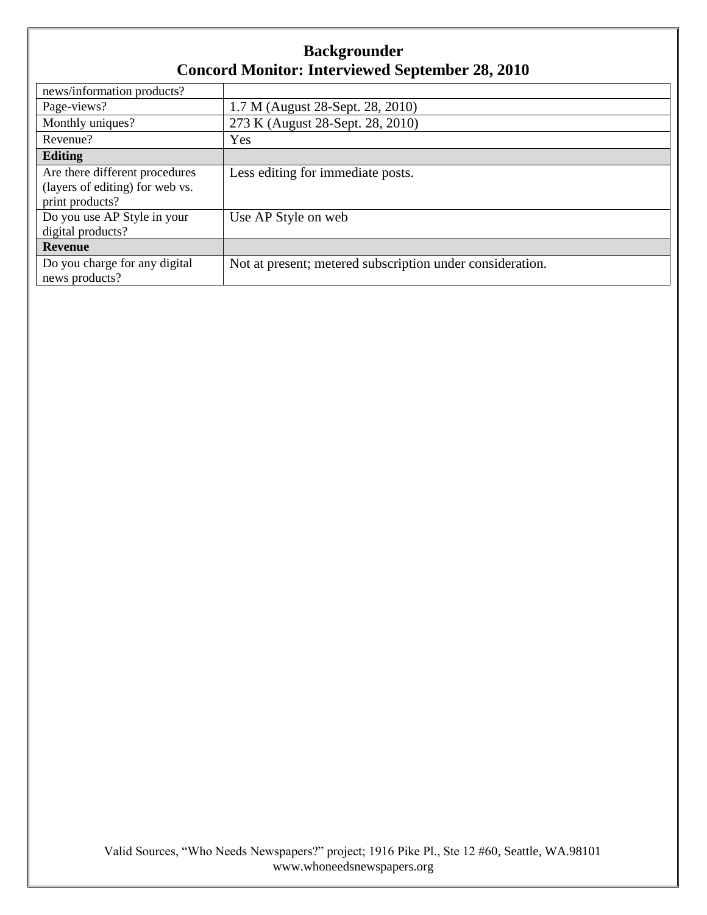## Backgrounder
## Concord Monitor: Interviewed September 28, 2010

| | |
|---|---|
| news/information products? | |
| Page-views? | 1.7 M (August 28-Sept. 28, 2010) |
| Monthly uniques? | 273 K (August 28-Sept. 28, 2010) |
| Revenue? | Yes |
| **Editing** | |
| Are there different procedures (layers of editing) for web vs. print products? | Less editing for immediate posts. |
| Do you use AP Style in your digital products? | Use AP Style on web |
| **Revenue** | |
| Do you charge for any digital news products? | Not at present; metered subscription under consideration. |

Valid Sources, “Who Needs Newspapers?” project; 1916 Pike Pl., Ste 12 #60, Seattle, WA.98101
www.whoneedsnewspapers.org